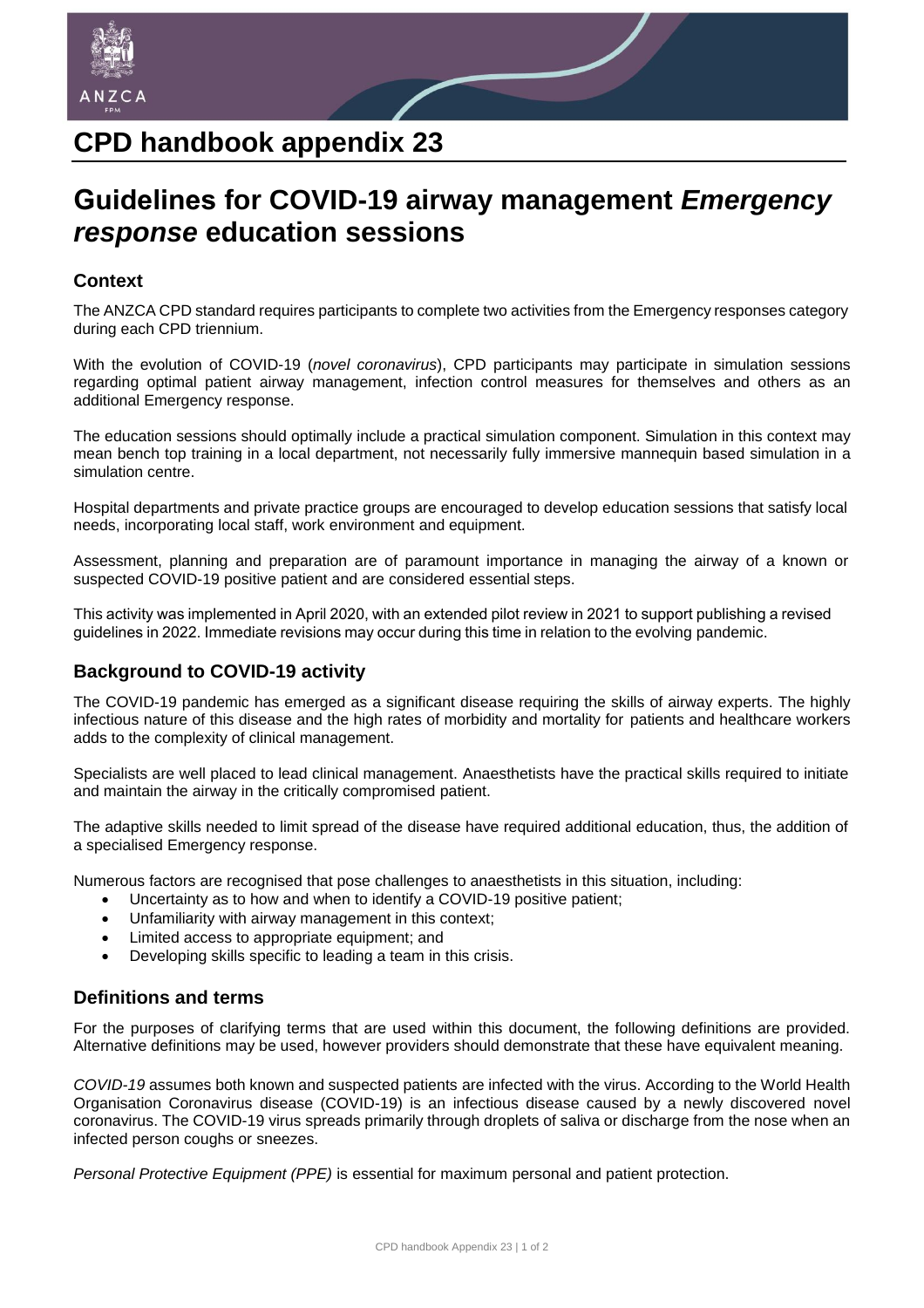# CPD handbook appendix 23

# Guidelines for COVID-19 airway management *Emergency response* education sessions

## Context

The ANZCA CPD standard requires participants to complete two activities from the Emergency responses category during each CPD triennium.

With the evolution of COVID-19 (*novel coronavirus*), CPD participants may participate in simulation sessions regarding optimal patient airway management, infection control measures for themselves and others as an additional Emergency response.

The education sessions should optimally include a practical simulation component. Simulation in this context may mean bench top training in a local department, not necessarily fully immersive mannequin based simulation in a simulation centre.

Hospital departments and private practice groups are encouraged to develop education sessions that satisfy local needs, incorporating local staff, work environment and equipment.

Assessment, planning and preparation are of paramount importance in managing the airway of a known or suspected COVID-19 positive patient and are considered essential steps.

This activity was implemented in April 2020, with an extended pilot review in 2021 to support publishing a revised guidelines in 2022. Immediate revisions may occur during this time in relation to the evolving pandemic.

## Background to COVID-19 activity

The COVID-19 pandemic has emerged as a significant disease requiring the skills of airway experts. The highly infectious nature of this disease and the high rates of morbidity and mortality for patients and healthcare workers adds to the complexity of clinical management.

Specialists are well placed to lead clinical management. Anaesthetists have the practical skills required to initiate and maintain the airway in the critically compromised patient.

The adaptive skills needed to limit spread of the disease have required additional education, thus, the addition of a specialised Emergency response.

Numerous factors are recognised that pose challenges to anaesthetists in this situation, including:

- Uncertainty as to how and when to identify a COVID-19 positive patient;
- Unfamiliarity with airway management in this context;
- Limited access to appropriate equipment; and
- Developing skills specific to leading a team in this crisis.

## Definitions and terms

For the purposes of clarifying terms that are used within this document, the following definitions are provided. Alternative definitions may be used, however providers should demonstrate that these have equivalent meaning.

*COVID-19* assumes both known and suspected patients are infected with the virus. According to the World Health Organisation Coronavirus disease (COVID-19) is an infectious disease caused by a newly discovered novel coronavirus. The COVID-19 virus spreads primarily through droplets of saliva or discharge from the nose when an infected person coughs or sneezes.

*Personal Protective Equipment (PPE)* is essential for maximum personal and patient protection.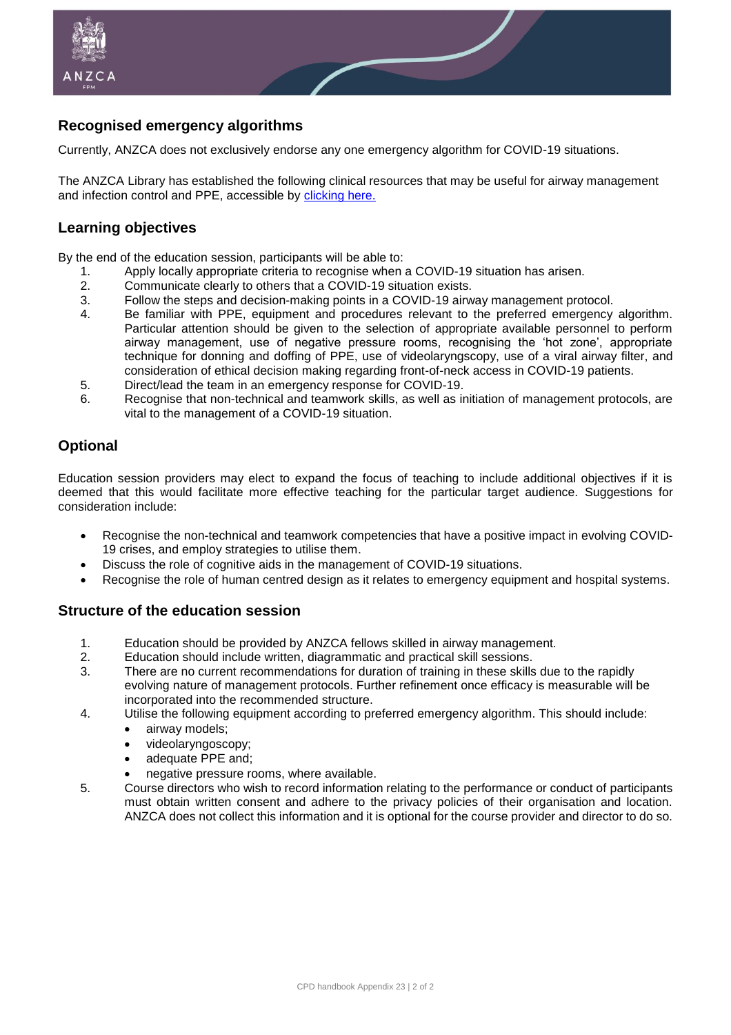## Recognised emergency algorithms

Currently, ANZCA does not exclusively endorse any one emergency algorithm for COVID-19 situations.

The ANZCA Library has established the following clinical resources that may be useful for airway management and infection control and PPE, accessible by [clicking here.]()

## Learning objectives

By the end of the education session, participants will be able to:

1. Apply locally appropriate criteria to recognise when a COVID-19 situation has arisen.
2. Communicate clearly to others that a COVID-19 situation exists.
3. Follow the steps and decision-making points in a COVID-19 airway management protocol.
4. Be familiar with PPE, equipment and procedures relevant to the preferred emergency algorithm. Particular attention should be given to the selection of appropriate available personnel to perform airway management, use of negative pressure rooms, recognising the 'hot zone', appropriate technique for donning and doffing of PPE, use of videolaryngscopy, use of a viral airway filter, and consideration of ethical decision making regarding front-of-neck access in COVID-19 patients.
5. Direct/lead the team in an emergency response for COVID-19.
6. Recognise that non-technical and teamwork skills, as well as initiation of management protocols, are vital to the management of a COVID-19 situation.

## Optional

Education session providers may elect to expand the focus of teaching to include additional objectives if it is deemed that this would facilitate more effective teaching for the particular target audience. Suggestions for consideration include:

- Recognise the non-technical and teamwork competencies that have a positive impact in evolving COVID-19 crises, and employ strategies to utilise them.
- Discuss the role of cognitive aids in the management of COVID-19 situations.
- Recognise the role of human centred design as it relates to emergency equipment and hospital systems.

## Structure of the education session

1. Education should be provided by ANZCA fellows skilled in airway management.
2. Education should include written, diagrammatic and practical skill sessions.
3. There are no current recommendations for duration of training in these skills due to the rapidly evolving nature of management protocols. Further refinement once efficacy is measurable will be incorporated into the recommended structure.
4. Utilise the following equipment according to preferred emergency algorithm. This should include:
   - airway models;
   - videolaryngoscopy;
   - adequate PPE and;
   - negative pressure rooms, where available.
5. Course directors who wish to record information relating to the performance or conduct of participants must obtain written consent and adhere to the privacy policies of their organisation and location. ANZCA does not collect this information and it is optional for the course provider and director to do so.